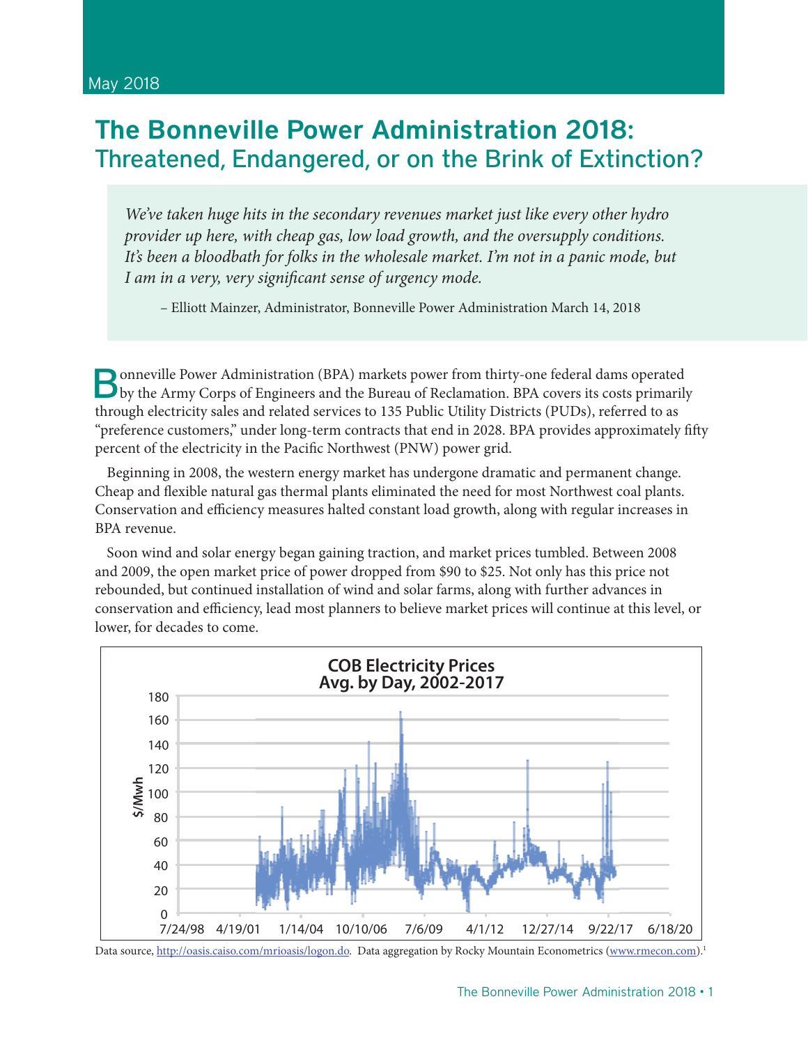May 2018

# The Bonneville Power Administration 2018: Threatened, Endangered, or on the Brink of Extinction?

> *We've taken huge hits in the secondary revenues market just like every other hydro provider up here, with cheap gas, low load growth, and the oversupply conditions. It's been a bloodbath for folks in the wholesale market. I'm not in a panic mode, but I am in a very, very significant sense of urgency mode.*
>
> – Elliott Mainzer, Administrator, Bonneville Power Administration March 14, 2018

Bonneville Power Administration (BPA) markets power from thirty-one federal dams operated by the Army Corps of Engineers and the Bureau of Reclamation. BPA covers its costs primarily through electricity sales and related services to 135 Public Utility Districts (PUDs), referred to as "preference customers," under long-term contracts that end in 2028. BPA provides approximately fifty percent of the electricity in the Pacific Northwest (PNW) power grid.

Beginning in 2008, the western energy market has undergone dramatic and permanent change. Cheap and flexible natural gas thermal plants eliminated the need for most Northwest coal plants. Conservation and efficiency measures halted constant load growth, along with regular increases in BPA revenue.

Soon wind and solar energy began gaining traction, and market prices tumbled. Between 2008 and 2009, the open market price of power dropped from $90 to $25. Not only has this price not rebounded, but continued installation of wind and solar farms, along with further advances in conservation and efficiency, lead most planners to believe market prices will continue at this level, or lower, for decades to come.

**COB Electricity Prices Avg. by Day, 2002-2017**

Data source, http://oasis.caiso.com/mrioasis/logon.do. Data aggregation by Rocky Mountain Econometrics (www.rmecon.com).[1]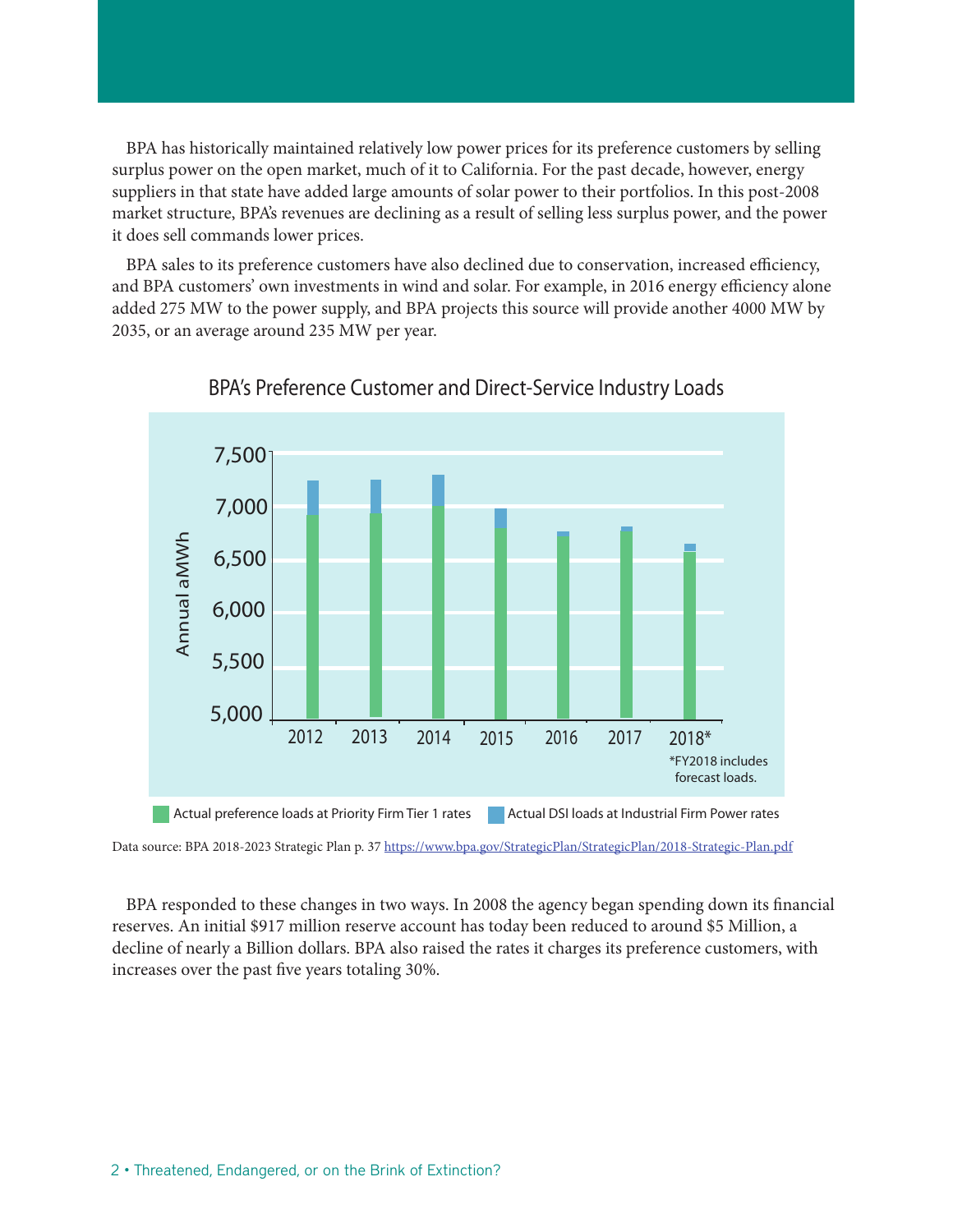BPA has historically maintained relatively low power prices for its preference customers by selling surplus power on the open market, much of it to California. For the past decade, however, energy suppliers in that state have added large amounts of solar power to their portfolios. In this post-2008 market structure, BPA's revenues are declining as a result of selling less surplus power, and the power it does sell commands lower prices.

BPA sales to its preference customers have also declined due to conservation, increased efficiency, and BPA customers' own investments in wind and solar. For example, in 2016 energy efficiency alone added 275 MW to the power supply, and BPA projects this source will provide another 4000 MW by 2035, or an average around 235 MW per year.

BPA's Preference Customer and Direct-Service Industry Loads

*FY2018 includes forecast loads.

Actual preference loads at Priority Firm Tier 1 rates | Actual DSI loads at Industrial Firm Power rates

Data source: BPA 2018-2023 Strategic Plan p. 37 https://www.bpa.gov/StrategicPlan/StrategicPlan/2018-Strategic-Plan.pdf

BPA responded to these changes in two ways. In 2008 the agency began spending down its financial reserves. An initial $917 million reserve account has today been reduced to around $5 Million, a decline of nearly a Billion dollars. BPA also raised the rates it charges its preference customers, with increases over the past five years totaling 30%.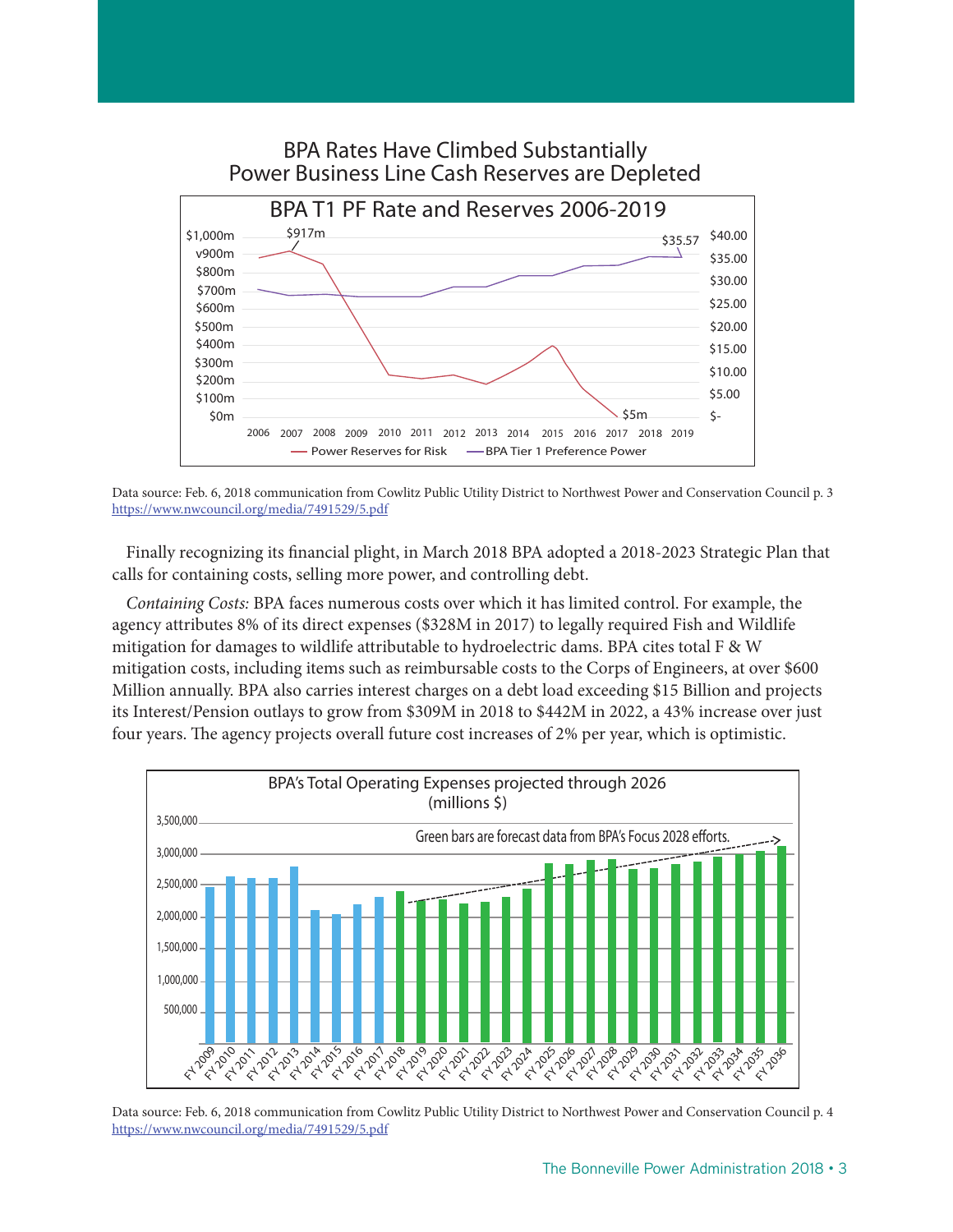## BPA Rates Have Climbed Substantially
## Power Business Line Cash Reserves are Depleted

Data source: Feb. 6, 2018 communication from Cowlitz Public Utility District to Northwest Power and Conservation Council p. 3 https://www.nwcouncil.org/media/7491529/5.pdf

Finally recognizing its financial plight, in March 2018 BPA adopted a 2018-2023 Strategic Plan that calls for containing costs, selling more power, and controlling debt.

*Containing Costs:* BPA faces numerous costs over which it has limited control. For example, the agency attributes 8% of its direct expenses ($328M in 2017) to legally required Fish and Wildlife mitigation for damages to wildlife attributable to hydroelectric dams. BPA cites total F & W mitigation costs, including items such as reimbursable costs to the Corps of Engineers, at over $600 Million annually. BPA also carries interest charges on a debt load exceeding $15 Billion and projects its Interest/Pension outlays to grow from $309M in 2018 to $442M in 2022, a 43% increase over just four years. The agency projects overall future cost increases of 2% per year, which is optimistic.

Data source: Feb. 6, 2018 communication from Cowlitz Public Utility District to Northwest Power and Conservation Council p. 4 https://www.nwcouncil.org/media/7491529/5.pdf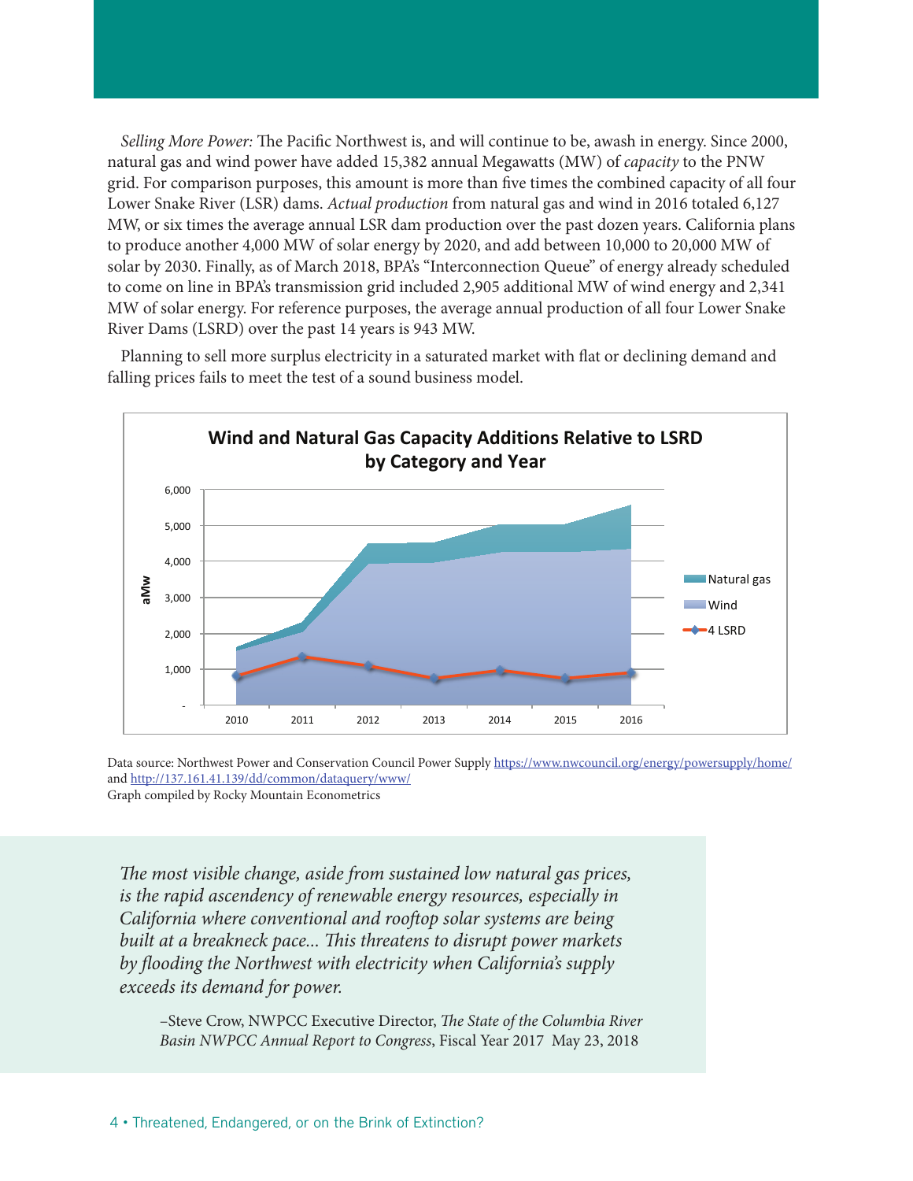*Selling More Power:* The Pacific Northwest is, and will continue to be, awash in energy. Since 2000, natural gas and wind power have added 15,382 annual Megawatts (MW) of *capacity* to the PNW grid. For comparison purposes, this amount is more than five times the combined capacity of all four Lower Snake River (LSR) dams. *Actual production* from natural gas and wind in 2016 totaled 6,127 MW, or six times the average annual LSR dam production over the past dozen years. California plans to produce another 4,000 MW of solar energy by 2020, and add between 10,000 to 20,000 MW of solar by 2030. Finally, as of March 2018, BPA's "Interconnection Queue" of energy already scheduled to come on line in BPA's transmission grid included 2,905 additional MW of wind energy and 2,341 MW of solar energy. For reference purposes, the average annual production of all four Lower Snake River Dams (LSRD) over the past 14 years is 943 MW.

Planning to sell more surplus electricity in a saturated market with flat or declining demand and falling prices fails to meet the test of a sound business model.

**Wind and Natural Gas Capacity Additions Relative to LSRD by Category and Year**

Data source: Northwest Power and Conservation Council Power Supply https://www.nwcouncil.org/energy/powersupply/home/ and http://137.161.41.139/dd/common/dataquery/www/
Graph compiled by Rocky Mountain Econometrics

> *The most visible change, aside from sustained low natural gas prices, is the rapid ascendency of renewable energy resources, especially in California where conventional and rooftop solar systems are being built at a breakneck pace... This threatens to disrupt power markets by flooding the Northwest with electricity when California's supply exceeds its demand for power.*
>
> –Steve Crow, NWPCC Executive Director, *The State of the Columbia River Basin NWPCC Annual Report to Congress*, Fiscal Year 2017 May 23, 2018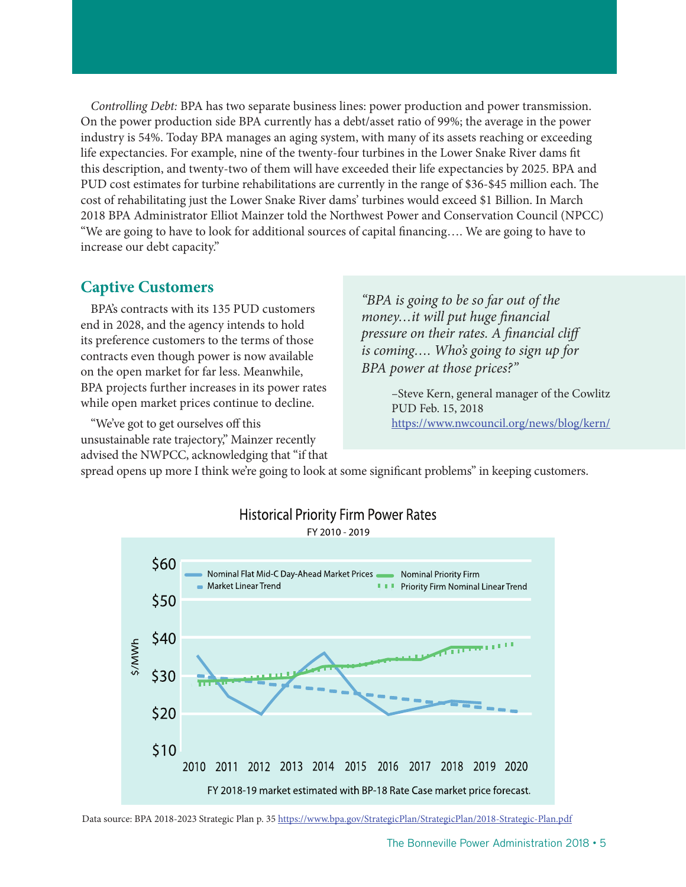*Controlling Debt:* BPA has two separate business lines: power production and power transmission. On the power production side BPA currently has a debt/asset ratio of 99%; the average in the power industry is 54%. Today BPA manages an aging system, with many of its assets reaching or exceeding life expectancies. For example, nine of the twenty-four turbines in the Lower Snake River dams fit this description, and twenty-two of them will have exceeded their life expectancies by 2025. BPA and PUD cost estimates for turbine rehabilitations are currently in the range of $36-$45 million each. The cost of rehabilitating just the Lower Snake River dams' turbines would exceed $1 Billion. In March 2018 BPA Administrator Elliot Mainzer told the Northwest Power and Conservation Council (NPCC) "We are going to have to look for additional sources of capital financing…. We are going to have to increase our debt capacity."

## Captive Customers

BPA's contracts with its 135 PUD customers end in 2028, and the agency intends to hold its preference customers to the terms of those contracts even though power is now available on the open market for far less. Meanwhile, BPA projects further increases in its power rates while open market prices continue to decline.

"We've got to get ourselves off this unsustainable rate trajectory," Mainzer recently advised the NWPCC, acknowledging that "if that spread opens up more I think we're going to look at some significant problems" in keeping customers.

> *"BPA is going to be so far out of the money…it will put huge financial pressure on their rates. A financial cliff is coming…. Who's going to sign up for BPA power at those prices?"*
>
> –Steve Kern, general manager of the Cowlitz PUD Feb. 15, 2018
> https://www.nwcouncil.org/news/blog/kern/

**Historical Priority Firm Power Rates**
FY 2010 - 2019

FY 2018-19 market estimated with BP-18 Rate Case market price forecast.

Data source: BPA 2018-2023 Strategic Plan p. 35 https://www.bpa.gov/StrategicPlan/StrategicPlan/2018-Strategic-Plan.pdf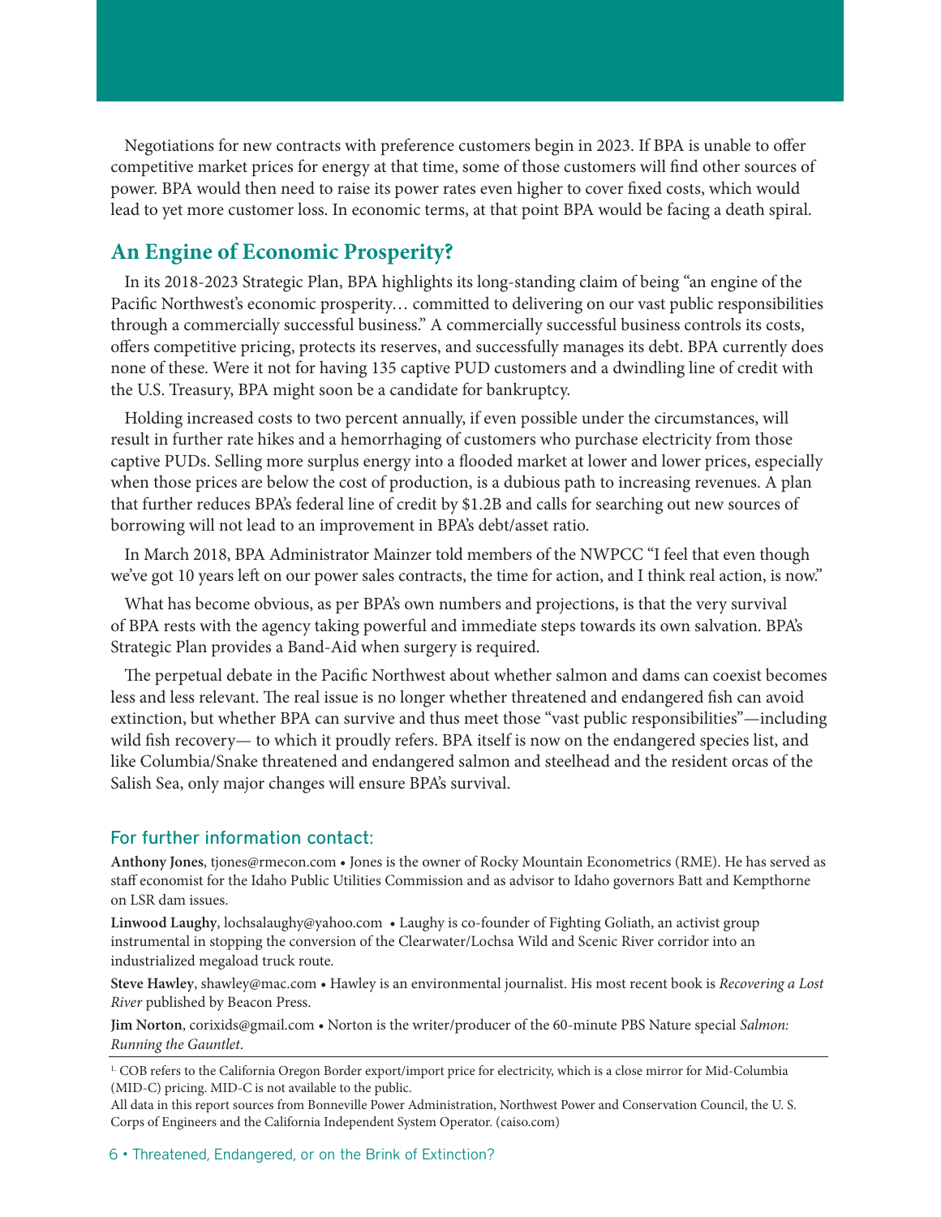Negotiations for new contracts with preference customers begin in 2023. If BPA is unable to offer competitive market prices for energy at that time, some of those customers will find other sources of power. BPA would then need to raise its power rates even higher to cover fixed costs, which would lead to yet more customer loss. In economic terms, at that point BPA would be facing a death spiral.

## An Engine of Economic Prosperity?

In its 2018-2023 Strategic Plan, BPA highlights its long-standing claim of being "an engine of the Pacific Northwest's economic prosperity… committed to delivering on our vast public responsibilities through a commercially successful business." A commercially successful business controls its costs, offers competitive pricing, protects its reserves, and successfully manages its debt. BPA currently does none of these. Were it not for having 135 captive PUD customers and a dwindling line of credit with the U.S. Treasury, BPA might soon be a candidate for bankruptcy.

Holding increased costs to two percent annually, if even possible under the circumstances, will result in further rate hikes and a hemorrhaging of customers who purchase electricity from those captive PUDs. Selling more surplus energy into a flooded market at lower and lower prices, especially when those prices are below the cost of production, is a dubious path to increasing revenues. A plan that further reduces BPA's federal line of credit by $1.2B and calls for searching out new sources of borrowing will not lead to an improvement in BPA's debt/asset ratio.

In March 2018, BPA Administrator Mainzer told members of the NWPCC "I feel that even though we've got 10 years left on our power sales contracts, the time for action, and I think real action, is now."

What has become obvious, as per BPA's own numbers and projections, is that the very survival of BPA rests with the agency taking powerful and immediate steps towards its own salvation. BPA's Strategic Plan provides a Band-Aid when surgery is required.

The perpetual debate in the Pacific Northwest about whether salmon and dams can coexist becomes less and less relevant. The real issue is no longer whether threatened and endangered fish can avoid extinction, but whether BPA can survive and thus meet those "vast public responsibilities"—including wild fish recovery— to which it proudly refers. BPA itself is now on the endangered species list, and like Columbia/Snake threatened and endangered salmon and steelhead and the resident orcas of the Salish Sea, only major changes will ensure BPA's survival.

### For further information contact:

**Anthony Jones**, tjones@rmecon.com • Jones is the owner of Rocky Mountain Econometrics (RME). He has served as staff economist for the Idaho Public Utilities Commission and as advisor to Idaho governors Batt and Kempthorne on LSR dam issues.

**Linwood Laughy**, lochsalaughy@yahoo.com • Laughy is co-founder of Fighting Goliath, an activist group instrumental in stopping the conversion of the Clearwater/Lochsa Wild and Scenic River corridor into an industrialized megaload truck route.

**Steve Hawley**, shawley@mac.com • Hawley is an environmental journalist. His most recent book is *Recovering a Lost River* published by Beacon Press.

**Jim Norton**, corixids@gmail.com • Norton is the writer/producer of the 60-minute PBS Nature special *Salmon: Running the Gauntlet*.

---

[1] COB refers to the California Oregon Border export/import price for electricity, which is a close mirror for Mid-Columbia (MID-C) pricing. MID-C is not available to the public.

All data in this report sources from Bonneville Power Administration, Northwest Power and Conservation Council, the U. S. Corps of Engineers and the California Independent System Operator. (caiso.com)